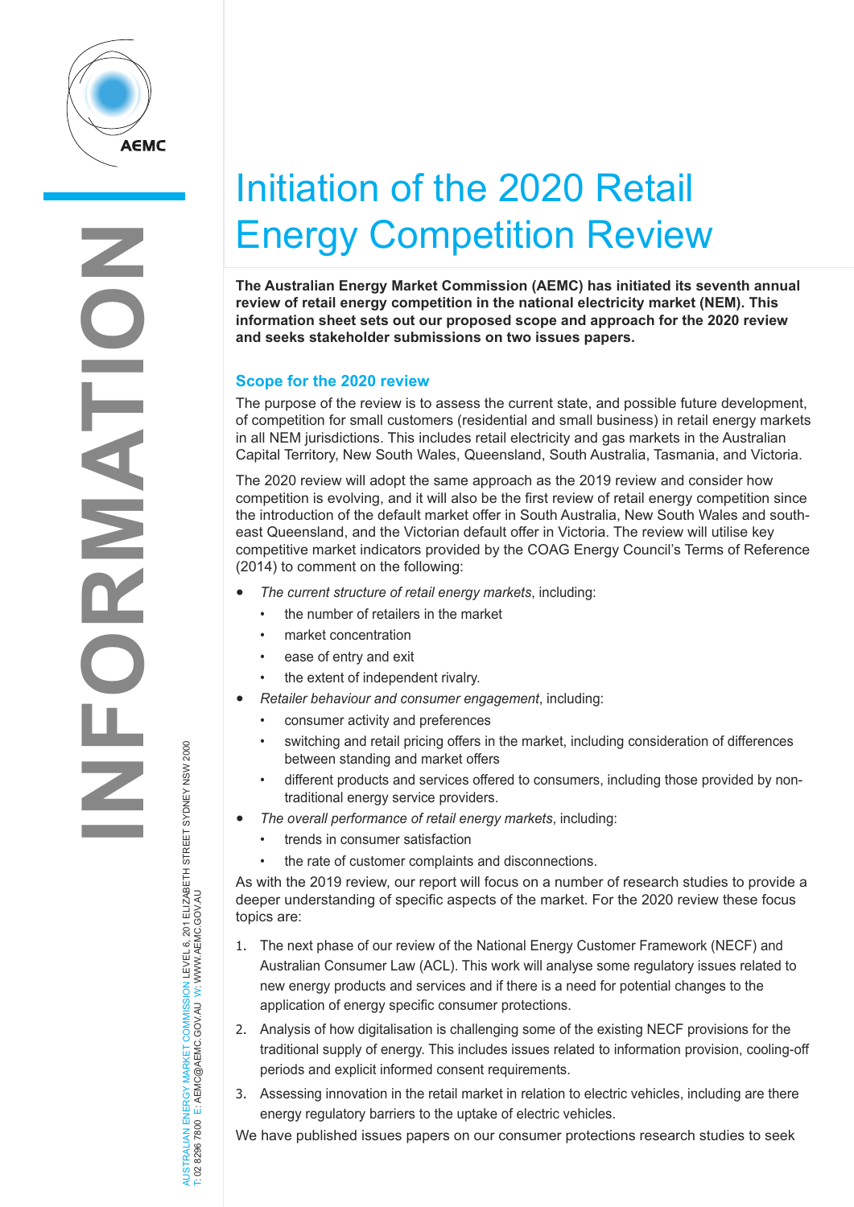# Initiation of the 2020 Retail Energy Competition Review

**The Australian Energy Market Commission (AEMC) has initiated its seventh annual review of retail energy competition in the national electricity market (NEM). This information sheet sets out our proposed scope and approach for the 2020 review and seeks stakeholder submissions on two issues papers.**

## Scope for the 2020 review

The purpose of the review is to assess the current state, and possible future development, of competition for small customers (residential and small business) in retail energy markets in all NEM jurisdictions. This includes retail electricity and gas markets in the Australian Capital Territory, New South Wales, Queensland, South Australia, Tasmania, and Victoria.

The 2020 review will adopt the same approach as the 2019 review and consider how competition is evolving, and it will also be the first review of retail energy competition since the introduction of the default market offer in South Australia, New South Wales and south-east Queensland, and the Victorian default offer in Victoria. The review will utilise key competitive market indicators provided by the COAG Energy Council's Terms of Reference (2014) to comment on the following:

- *The current structure of retail energy markets*, including:
  - the number of retailers in the market
  - market concentration
  - ease of entry and exit
  - the extent of independent rivalry.
- *Retailer behaviour and consumer engagement*, including:
  - consumer activity and preferences
  - switching and retail pricing offers in the market, including consideration of differences between standing and market offers
  - different products and services offered to consumers, including those provided by non-traditional energy service providers.
- *The overall performance of retail energy markets*, including:
  - trends in consumer satisfaction
  - the rate of customer complaints and disconnections.

As with the 2019 review, our report will focus on a number of research studies to provide a deeper understanding of specific aspects of the market. For the 2020 review these focus topics are:

1. The next phase of our review of the National Energy Customer Framework (NECF) and Australian Consumer Law (ACL). This work will analyse some regulatory issues related to new energy products and services and if there is a need for potential changes to the application of energy specific consumer protections.
2. Analysis of how digitalisation is challenging some of the existing NECF provisions for the traditional supply of energy. This includes issues related to information provision, cooling-off periods and explicit informed consent requirements.
3. Assessing innovation in the retail market in relation to electric vehicles, including are there energy regulatory barriers to the uptake of electric vehicles.

We have published issues papers on our consumer protections research studies to seek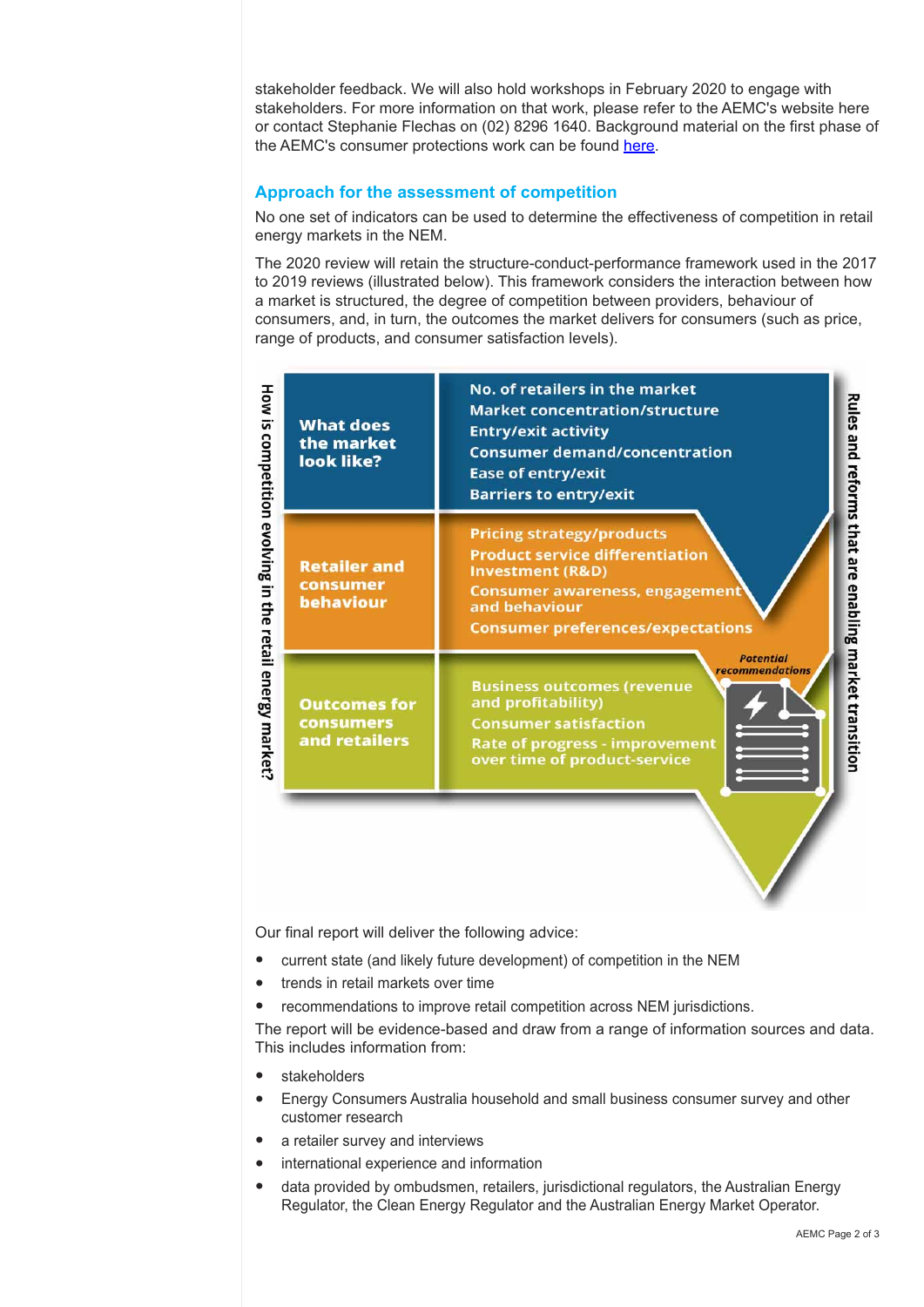stakeholder feedback. We will also hold workshops in February 2020 to engage with stakeholders. For more information on that work, please refer to the AEMC's website here or contact Stephanie Flechas on (02) 8296 1640. Background material on the first phase of the AEMC's consumer protections work can be found here.

## Approach for the assessment of competition

No one set of indicators can be used to determine the effectiveness of competition in retail energy markets in the NEM.

The 2020 review will retain the structure-conduct-performance framework used in the 2017 to 2019 reviews (illustrated below). This framework considers the interaction between how a market is structured, the degree of competition between providers, behaviour of consumers, and, in turn, the outcomes the market delivers for consumers (such as price, range of products, and consumer satisfaction levels).

How is competition evolving in the retail energy market?

| | |
|---|---|
| **What does the market look like?** | No. of retailers in the market<br>Market concentration/structure<br>Entry/exit activity<br>Consumer demand/concentration<br>Ease of entry/exit<br>Barriers to entry/exit |
| **Retailer and consumer behaviour** | Pricing strategy/products<br>Product service differentiation<br>Investment (R&D)<br>Consumer awareness, engagement and behaviour<br>Consumer preferences/expectations |
| **Outcomes for consumers and retailers** | Business outcomes (revenue and profitability)<br>Consumer satisfaction<br>Rate of progress - improvement over time of product-service |

*Potential recommendations*

Rules and reforms that are enabling market transition

Our final report will deliver the following advice:

- current state (and likely future development) of competition in the NEM
- trends in retail markets over time
- recommendations to improve retail competition across NEM jurisdictions.

The report will be evidence-based and draw from a range of information sources and data. This includes information from:

- stakeholders
- Energy Consumers Australia household and small business consumer survey and other customer research
- a retailer survey and interviews
- international experience and information
- data provided by ombudsmen, retailers, jurisdictional regulators, the Australian Energy Regulator, the Clean Energy Regulator and the Australian Energy Market Operator.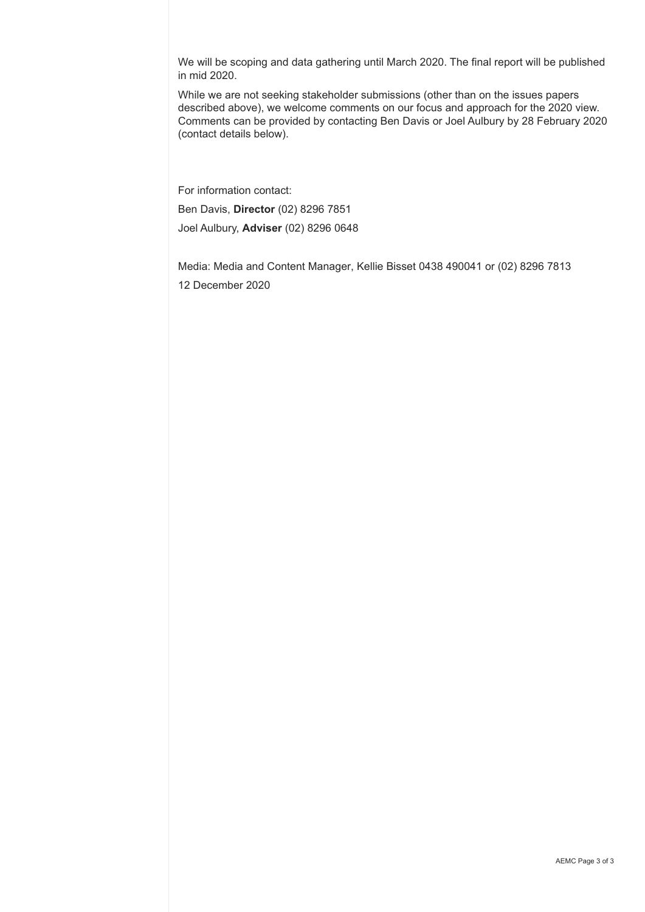We will be scoping and data gathering until March 2020. The final report will be published in mid 2020.

While we are not seeking stakeholder submissions (other than on the issues papers described above), we welcome comments on our focus and approach for the 2020 view. Comments can be provided by contacting Ben Davis or Joel Aulbury by 28 February 2020 (contact details below).

For information contact:

Ben Davis, **Director** (02) 8296 7851

Joel Aulbury, **Adviser** (02) 8296 0648

Media: Media and Content Manager, Kellie Bisset 0438 490041 or (02) 8296 7813

12 December 2020